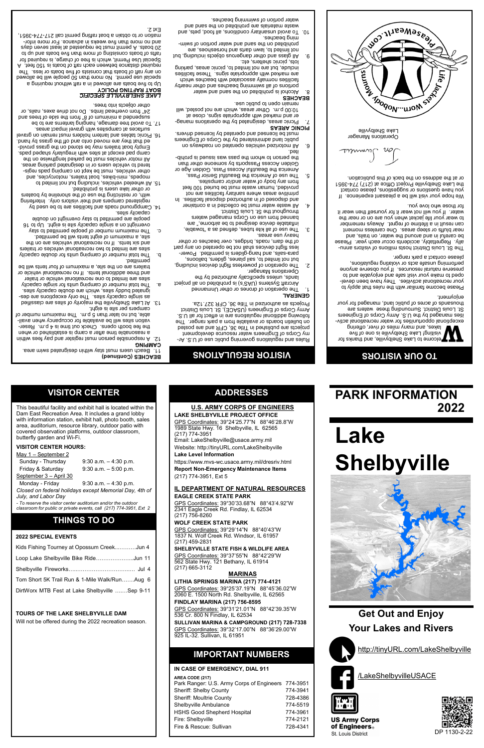# TO OUR VISITORS

Welcome to Lake Shelbyville, and thanks for visiting! Lake Shelbyville is one of the lakes, and many miles of river, offering exceptional opportunities for water recreational activities managed by the U.S. Army Corps of Engineers St. Louis District. Surrounding these waters are thousands of acres of public land, managed for your enjoyment.

Please become familiar with the rules that apply to your recreational activities. They have been developed to make your visit safe and enjoyable and to preserve natural resources. If you observe anyone performing unsafe acts or violating regulations, please contact a park ranger.

The St. Louis District hosts millions of visitors annually. Regrettably, accidents occur each year. Please be careful in and around the water, on trails, and near bluffs or steep areas. One careless moment can result in a lifetime of regret. Always remember to wear your life jacket when you are on or near the water. If you will not wear it for yourself then wear it for those who love you.

We hope your visit will be a pleasant experience. If you have questions or suggestions, please contact the Lake Shelbyville Project Office at (217) 774-3951 or at the address on the back of this publication.

Jon Summers
Operations Manager
Lake Shelbyville

Pleasewearit.com — Life Jackets Worn...Nobody Mourns

# VISITOR REGULATIONS

Rules and regulations governing public use of U.S. Army Corps of Engineers water resource development projects are published in Title 36, CFR and are posted on bulletin boards or available from a park ranger. The following additional regulations are in effect for all U.S. Army Corps of Engineers (USACE) St. Louis District Projects as authorized in Title 36, CFR 327.12a.

**GENERAL**

1. The operation of drones or other Unmanned Aircraft Systems (UAS's) is prohibited on all project lands, unless specifically authorized by the Operations Manager.
2. The operation of powerless flight devices including, but not limited to, sail planes, gliders, balloons, para-sails, and hang-gliders is permitted. Powerless flight devices shall not be operated on any part of the dam, roads, bridges, over beaches or other heavy use areas.
3. The use of kite tubes, defined as a "towable, inflatable device designed to be airborne," are banned from use on Corps managed waters throughout the St. Louis District.
4. All waste water must be collected in a container and disposed of in authorized disposal facilities. In primitive areas where sanitary facilities are not provided, human waste must be buried 100 feet from any body of water and/or campsites.
5. The use of America the Beautiful Senior Pass, America the Beautiful Access Pass, Golden Age or Golden Access Passports by someone other than the person to whom the pass was issued is prohibited.
6. All motorized vehicles operated on roadways on public land administered by the Corps of Engineers must be licensed and operated by licensed drivers.

**PICNIC AREAS**

7. Picnic areas, designated by the operations manager are marked with appropriate signs, close at 10:00 p.m. Other areas, which are not posted, will remain open to public use.

**BEACHES**

8. Alcohol is prohibited on the sand and water portions of all swimming beaches and other nearby facilities normally associated with beaches which are marked with appropriate signs. These facilities include, but are not limited to, picnic areas, parking lots, picnic shelters, etc.
9. All glass and other dangerous objects including, but not limited to, lawn darts and horseshoes, are prohibited on the sand and water portion of swimming beaches.
10. To avoid unsanitary conditions, all food, pets, and waste materials are prohibited on the sand and water portion of swimming beaches.

**BEACHES (Continued)**

11. Beach users must stay within designated swim area.

**CAMPING**

12. A responsible person must register and pay fees within a reasonable time after a camp is established or when the booth opens. Check out time is 4 p.m. Reservation sites will be available for occupancy when available, but no later than 5 p.m. The maximum number of campers per site is eight.
13. At Lake Shelbyville the majority of sites are classified as single capacity sites. The only exceptions are designated buddy sites, which are double capacity sites.
    a. The total number of camping units for single capacity sites are limited to one recreational vehicle or trailer and three additional tents. If no recreational vehicle or trailers are on the site, a maximum of four tents will be permitted.
    b. The total number of camping units for double capacity sites are limited to two recreational vehicles or trailers and six tents. If no recreational vehicles are on the site, a maximum of eight tents will be permitted.
    c. The maximum number of people permitted to stay overnight on a single capacity site is eight. Up to 16 people are permitted to stay overnight on double capacity sites.
14. Campground roads and facilities are to be used by registered campers and their visitors only. Interfering with, or restricting the use of the shoreline by boaters or other lake users is prohibited.
15. All wheeled vehicles, including but not limited to mopeds, mini-bikes, boat trailers, motorcycles, and other vehicles, must be kept on camping pads registered to vehicle users or in designated parking areas. All motor vehicles must be parked lengthwise on the camp pad except at sites with irregularly shaped pads. Empty boat trailers may be stored on the grass provided that they are moved onto and off the grass by hand.
16. Picnic tables and lantern holders must remain on gravel surfaces at campsites with gravel impact areas.
17. To avoid tree damage, hanging lanterns are to be suspended a minimum of 6" from the side of trees and 24" from overhead limbs. Do not drive axes, nails, or other objects into trees.

**LAKE SHELBYVILLE SPECIFIC BOAT RAFTING POLICY**

Up to five boats are allowed in a raft without requiring a special use permit. No more than 50 people will be allowed on any raft of boats that consists of five boats or less. The required distance between each raft of boats is 150 feet. A Special Use Permit, which is free of charge, is required for rafts of boats consisting of more than five boats and up to 20 boats. A permit must be requested at least seven days and no more than five weeks in advance. For more information or to obtain a boat rafting permit call 217-774-3951, Ext 2.

# PARK INFORMATION 2022

# Lake Shelbyville

## Get Out and Enjoy Your Lakes and Rivers

http://tinyURL.com/LakeShelbyville

/LakeShelbyvilleUSACE

US Army Corps of Engineers®
St. Louis District

DP 1130-2-22

# VISITOR CENTER

This beautiful facility and exhibit hall is located within the Dam East Recreation Area. It includes a grand lobby with information station, exhibit hall, photo booth, sales area, auditorium, resource library, outdoor patio with covered observation platforms, outdoor classroom, butterfly garden and Wi-Fi.

**VISITOR CENTER HOURS:**

May 1 – September 2

| | |
|---|---|
| Sunday - Thursday | 9:30 a.m. – 4:30 p.m. |
| Friday & Saturday | 9:30 a.m. – 5:00 p.m. |

September 3 – April 30

| | |
|---|---|
| Monday - Friday | 9:30 a.m. – 4:30 p.m. |

*Closed on Federal holidays except Memorial Day, 4th of July, and Labor Day*

*- To reserve the visitor center auditorium and/or the outdoor classroom for public or private events, call (217) 774-3951, Ext 2*

# THINGS TO DO

**2022 SPECIAL EVENTS**

| | |
|---|---|
| Kids Fishing Tourney at Opossum Creek | Jun 4 |
| Loop Lake Shelbyville Bike Ride | Jun 11 |
| Shelbyville Fireworks | Jul 4 |
| Tom Short 5K Trail Run & 1-Mile Walk/Run | Aug 6 |
| DirtWorx MTB Fest at Lake Shelbyville | Sep 9-11 |

**TOURS OF THE LAKE SHELBYVILLE DAM**

Will not be offered during the 2022 recreation season.

# ADDRESSES

**U.S. ARMY CORPS OF ENGINEERS**

**LAKE SHELBYVILLE PROJECT OFFICE**
GPS Coordinates: 39°24'25.77"N 88°46'28.8"W
1989 State Hwy. 16 Shelbyville, IL 62565
(217) 774-3951
Email: LakeShelbyville@usace.army.mil
Website: http://tinyURL.com/LakeShelbyville

**Lake Level Information**
https://www.mvs-wc.usace.army.mil/dresriv.html

**Report Non-Emergency Maintenance Items**
(217) 774-3951, Ext 5

**IL DEPARTMENT OF NATURAL RESOURCES**

**EAGLE CREEK STATE PARK**
GPS Coordinates: 39°30'33.68"N 88°43'4.92"W
2341 Eagle Creek Rd. Findlay, IL 62534
(217) 756-8260

**WOLF CREEK STATE PARK**
GPS Coordinates: 39°29'14"N 88°40'43"W
1837 N. Wolf Creek Rd. Windsor, IL 61957
(217) 459-2831

**SHELBYVILLE STATE FISH & WILDLIFE AREA**
GPS Coordinates: 39°37'55"N 88°42'29"W
562 State Hwy. 121 Bethany, IL 61914
(217) 665-3112

**MARINAS**

**LITHIA SPRINGS MARINA (217) 774-4121**
GPS Coordinates: 39°25'37.19"N 88°45'36.02"W
2060 E. 1500 North Rd. Shelbyville, IL 62565

**FINDLAY MARINA (217) 756-8595**
GPS Coordinates: 39°31'21.01"N 88°42'39.35"W
536 Cr. 800 N Findlay, IL 62534

**SULLIVAN MARINA & CAMPGROUND (217) 728-7338**
GPS Coordinates: 39°32'17.00"N 88°36'29.00"W
925 IL-32. Sullivan, IL 61951

# IMPORTANT NUMBERS

**IN CASE OF EMERGENCY, DIAL 911**

**AREA CODE (217)**

| | |
|---|---|
| Park Ranger: U.S. Army Corps of Engineers | 774-3951 |
| Sheriff: Shelby County | 774-3941 |
| Sheriff: Moultrie County | 728-4386 |
| Shelbyville Ambulance | 774-5519 |
| HSHS Good Shepherd Hospital | 774-3961 |
| Fire: Shelbyville | 774-2121 |
| Fire & Rescue: Sullivan | 728-4341 |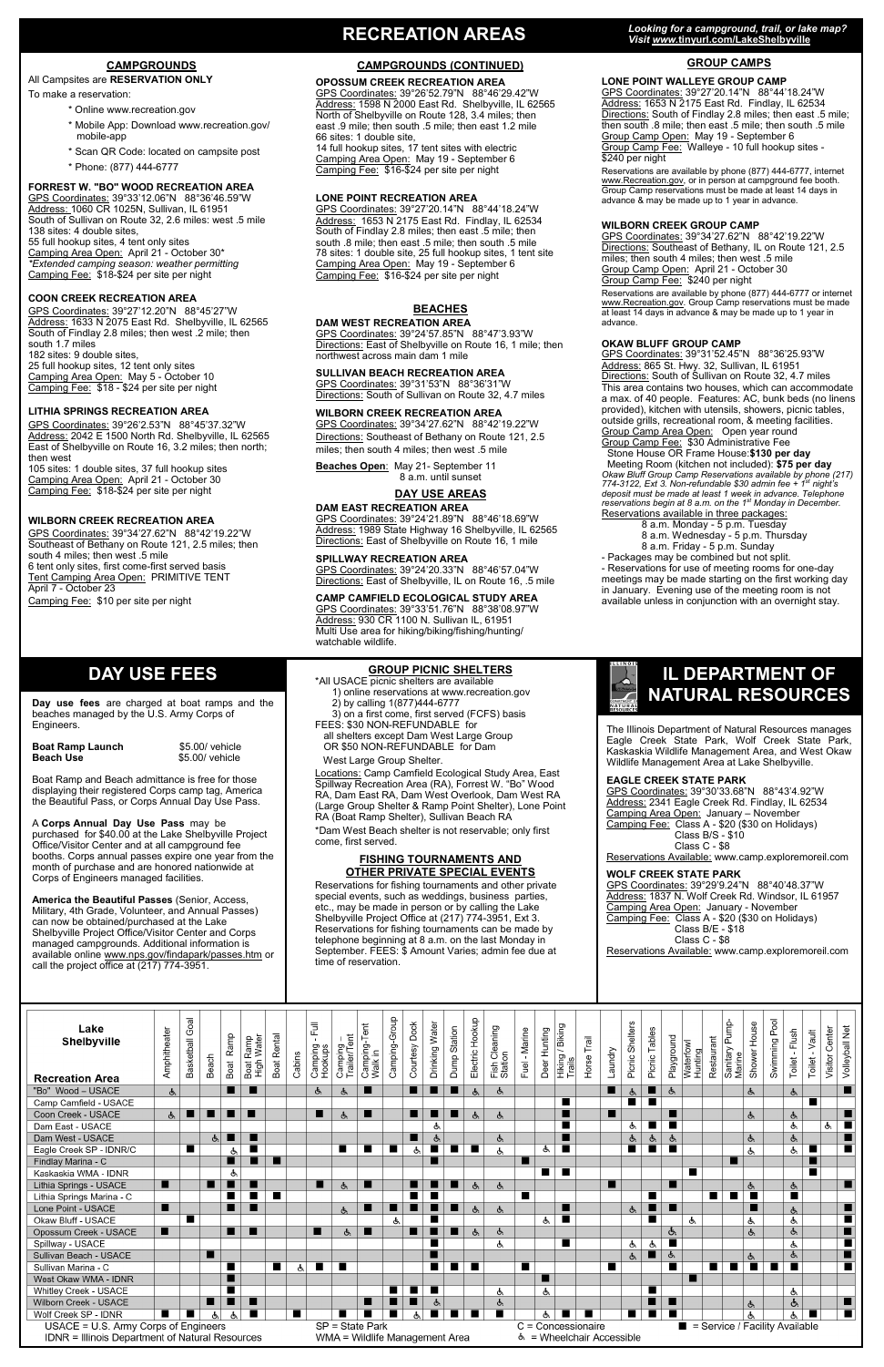# RECREATION AREAS

*Looking for a campground, trail, or lake map? Visit www.tinyurl.com/LakeShelbyville*

## CAMPGROUNDS

All Campsites are **RESERVATION ONLY**

To make a reservation:

- Online www.recreation.gov
- Mobile App: Download www.recreation.gov/ mobile-app
- Scan QR Code: located on campsite post
- Phone: (877) 444-6777

### FORREST W. "BO" WOOD RECREATION AREA

GPS Coordinates: 39°33'12.06"N 88°36'46.59"W
Address: 1060 CR 1025N, Sullivan, IL 61951
South of Sullivan on Route 32, 2.6 miles: west .5 mile
138 sites: 4 double sites,
55 full hookup sites, 4 tent only sites
Camping Area Open: April 21 - October 30*
*Extended camping season: weather permitting*
Camping Fee: $18-$24 per site per night

### COON CREEK RECREATION AREA

GPS Coordinates: 39°27'12.20"N 88°45'27"W
Address: 1633 N 2075 East Rd. Shelbyville, IL 62565
South of Findlay 2.8 miles; then west .2 mile; then south 1.7 miles
182 sites: 9 double sites,
25 full hookup sites, 12 tent only sites
Camping Area Open: May 5 - October 10
Camping Fee: $18 - $24 per site per night

### LITHIA SPRINGS RECREATION AREA

GPS Coordinates: 39°26'2.53"N 88°45'37.32"W
Address: 2042 E 1500 North Rd. Shelbyville, IL 62565
East of Shelbyville on Route 16, 3.2 miles; then north; then west
105 sites: 1 double sites, 37 full hookup sites
Camping Area Open: April 21 - October 30
Camping Fee: $18-$24 per site per night

### WILBORN CREEK RECREATION AREA

GPS Coordinates: 39°34'27.62"N 88°42'19.22"W
Southeast of Bethany on Route 121, 2.5 miles; then south 4 miles; then west .5 mile
6 tent only sites, first come-first served basis
Tent Camping Area Open: PRIMITIVE TENT
April 7 - October 23
Camping Fee: $10 per site per night

## CAMPGROUNDS (CONTINUED)

### OPOSSUM CREEK RECREATION AREA

GPS Coordinates: 39°26'52.79"N 88°46'29.42"W
Address: 1598 N 2000 East Rd. Shelbyville, IL 62565
North of Shelbyville on Route 128, 3.4 miles; then east .9 mile; then south .5 mile; then east 1.2 mile
66 sites: 1 double site,
14 full hookup sites, 17 tent sites with electric
Camping Area Open: May 19 - September 6
Camping Fee: $16-$24 per site per night

### LONE POINT RECREATION AREA

GPS Coordinates: 39°27'20.14"N 88°44'18.24"W
Address: 1653 N 2175 East Rd. Findlay, IL 62534
South of Findlay 2.8 miles; then east .5 mile; then south .8 mile; then east .5 mile; then south .5 mile
78 sites: 1 double site, 25 full hookup sites, 1 tent site
Camping Area Open: May 19 - September 6
Camping Fee: $16-$24 per site per night

## BEACHES

### DAM WEST RECREATION AREA

GPS Coordinates: 39°24'57.85"N 88°47'3.93"W
Directions: East of Shelbyville on Route 16, 1 mile; then northwest across main dam 1 mile

### SULLIVAN BEACH RECREATION AREA

GPS Coordinates: 39°31'53"N 88°36'31"W
Directions: South of Sullivan on Route 32, 4.7 miles

### WILBORN CREEK RECREATION AREA

GPS Coordinates: 39°34'27.62"N 88°42'19.22"W
Directions: Southeast of Bethany on Route 121, 2.5 miles; then south 4 miles; then west .5 mile

**Beaches Open**: May 21- September 11
8 a.m. until sunset

## DAY USE AREAS

### DAM EAST RECREATION AREA

GPS Coordinates: 39°24'21.89"N 88°46'18.69"W
Address: 1989 State Highway 16 Shelbyville, IL 62565
Directions: East of Shelbyville on Route 16, 1 mile

### SPILLWAY RECREATION AREA

GPS Coordinates: 39°24'20.33"N 88°46'57.04"W
Directions: East of Shelbyville, IL on Route 16, .5 mile

### CAMP CAMFIELD ECOLOGICAL STUDY AREA

GPS Coordinates: 39°33'51.76"N 88°38'08.97"W
Address: 930 CR 1100 N. Sullivan IL, 61951
Multi Use area for hiking/biking/fishing/hunting/ watchable wildlife.

## GROUP CAMPS

### LONE POINT WALLEYE GROUP CAMP

GPS Coordinates: 39°27'20.14"N 88°44'18.24"W
Address: 1653 N 2175 East Rd. Findlay, IL 62534
Directions: South of Findlay 2.8 miles; then east .5 mile; then south .8 mile; then east .5 mile; then south .5 mile
Group Camp Open: May 19 - September 6
Group Camp Fee: Walleye - 10 full hookup sites - $120 per night

Reservations are available by phone (877) 444-6777, internet www.Recreation.gov, or in person at campground fee booth. Group Camp reservations must be made at least 14 days in advance & may be made up to 1 year in advance.

### WILBORN CREEK GROUP CAMP

GPS Coordinates: 39°34'27.62"N 88°42'19.22"W
Directions: Southeast of Bethany, IL on Route 121, 2.5 miles; then south 4 miles; then west .5 mile
Group Camp Open: April 21 - October 30
Group Camp Fee: $240 per night

Reservations are available by phone (877) 444-6777 or internet www.Recreation.gov. Group Camp reservations must be made at least 14 days in advance & may be made up to 1 year in advance.

### OKAW BLUFF GROUP CAMP

GPS Coordinates: 39°31'52.45"N 88°36'25.93"W
Address: 865 St. Hwy. 32, Sullivan, IL 61951
Directions: South of Sullivan on Route 32, 4.7 miles
This area contains two houses, which can accommodate a max. of 40 people. Features: AC, bunk beds (no linens provided), kitchen with utensils, showers, picnic tables, outside grills, recreational room, & meeting facilities.
Group Camp Area Open: Open year round
Group Camp Fee: $30 Administrative Fee
Stone House OR Frame House:**$130 per day**
Meeting Room (kitchen not included): **$75 per day**
*Okaw Bluff Group Camp Reservations available by phone (217) 774-3122, Ext 3. Non-refundable $30 admin fee + 1st night's deposit must be made at least 1 week in advance. Telephone reservations begin at 8 a.m. on the 1st Monday in December.*
Reservations available in three packages:
8 a.m. Monday - 5 p.m. Tuesday
8 a.m. Wednesday - 5 p.m. Thursday
8 a.m. Friday - 5 p.m. Sunday
- Packages may be combined but not split.
- Reservations for use of meeting rooms for one-day meetings may be made starting on the first working day in January. Evening use of the meeting room is not available unless in conjunction with an overnight stay.

# DAY USE FEES

**Day use fees** are charged at boat ramps and the beaches managed by the U.S. Army Corps of Engineers.

**Boat Ramp Launch** $5.00/ vehicle
**Beach Use** $5.00/ vehicle

Boat Ramp and Beach admittance is free for those displaying their registered Corps camp tag, America the Beautiful Pass, or Corps Annual Day Use Pass.

A **Corps Annual Day Use Pass** may be purchased for $40.00 at the Lake Shelbyville Project Office/Visitor Center and at all campground fee booths. Corps annual passes expire one year from the month of purchase and are honored nationwide at Corps of Engineers managed facilities.

**America the Beautiful Passes** (Senior, Access, Military, 4th Grade, Volunteer, and Annual Passes) can now be obtained/purchased at the Lake Shelbyville Project Office/Visitor Center and Corps managed campgrounds. Additional information is available online www.nps.gov/findapark/passes.htm or call the project office at (217) 774-3951.

## GROUP PICNIC SHELTERS

*All USACE picnic shelters are available
1) online reservations at www.recreation.gov
2) by calling 1(877)444-6777
3) on a first come, first served (FCFS) basis
FEES: $30 NON-REFUNDABLE for all shelters except Dam West Large Group OR $50 NON-REFUNDABLE for Dam West Large Group Shelter.

Locations: Camp Camfield Ecological Study Area, East Spillway Recreation Area (RA), Forrest W. "Bo" Wood RA, Dam East RA, Dam West Overlook, Dam West RA (Large Group Shelter & Ramp Point Shelter), Lone Point RA (Boat Ramp Shelter), Sullivan Beach RA

*Dam West Beach shelter is not reservable; only first come, first served.

## FISHING TOURNAMENTS AND OTHER PRIVATE SPECIAL EVENTS

Reservations for fishing tournaments and other private special events, such as weddings, business parties, etc., may be made in person or by calling the Lake Shelbyville Project Office at (217) 774-3951, Ext 3. Reservations for fishing tournaments can be made by telephone beginning at 8 a.m. on the last Monday in September. FEES: $ Amount Varies; admin fee due at time of reservation.

# IL DEPARTMENT OF NATURAL RESOURCES

The Illinois Department of Natural Resources manages Eagle Creek State Park, Wolf Creek State Park, Kaskaskia Wildlife Management Area, and West Okaw Wildlife Management Area at Lake Shelbyville.

### EAGLE CREEK STATE PARK

GPS Coordinates: 39°30'33.68"N 88°43'4.92"W
Address: 2341 Eagle Creek Rd. Findlay, IL 62534
Camping Area Open: January – November
Camping Fee: Class A - $20 ($30 on Holidays)
Class B/S - $10
Class C - $8
Reservations Available: www.camp.exploremoreil.com

### WOLF CREEK STATE PARK

GPS Coordinates: 39°29'9.24"N 88°40'48.37"W
Address: 1837 N. Wolf Creek Rd. Windsor, IL 61957
Camping Area Open: January - November
Camping Fee: Class A - $20 ($30 on Holidays)
Class B/E - $18
Class C - $8
Reservations Available: www.camp.exploremoreil.com

| Lake Shelbyville Recreation Area | Amphitheater | Basketball Goal | Beach | Boat Ramp | Boat Ramp High Water | Boat Rental | Cabins | Camping - Full Hookups | Camping – Trailer/Tent | Camping-Tent Walk in | Camping-Group | Courtesy Dock | Drinking Water | Dump Station | Electric Hookup | Fish Cleaning Station | Fuel - Marine | Deer Hunting | Hiking / Biking Trails | Horse Trail | Laundry | Picnic Shelters | Picnic Tables | Playground | Waterfowl Hunting | Restaurant | Sanitary Pump-Marine | Shower House | Swimming Pool | Toilet - Flush | Toilet - Vault | Visitor Center | Volleyball Net |
|---|---|---|---|---|---|---|---|---|---|---|---|---|---|---|---|---|---|---|---|---|---|---|---|---|---|---|---|---|---|---|---|---|---|
| "Bo" Wood – USACE | ♿ | | | ■ | ■ | | | ♿ | ♿ | ■ | | ■ | ■ | ■ | ♿ | ♿ | | | | | ■ | ♿ | ■ | ♿ | | | | ♿ | | ♿ | | | ■ |
| Camp Camfield - USACE | | | | | | | | | | | | | | | | | | | ■ | | | ■ | ■ | | | | | | | | ■ | | |
| Coon Creek - USACE | ♿ | ■ | ■ | ■ | ■ | | | ■ | ♿ | ■ | | ■ | ■ | ■ | ♿ | ♿ | | | ■ | | ■ | | | ■ | | | | ♿ | | ♿ | | | ■ |
| Dam East - USACE | | | | | | | | | | | | | ♿ | | | | | | ■ | | | ♿ | ■ | ■ | | | | | | ♿ | | ♿ | ■ |
| Dam West - USACE | | | ♿ | ■ | ■ | | | | | | | ■ | ♿ | | | ♿ | | | ■ | | | ♿ | ♿ | ♿ | | | | ♿ | | ♿ | | | ■ |
| Eagle Creek SP - IDNR/C | | ■ | | ♿ | ■ | | | | ■ | ■ | ■ | ♿ | ■ | ■ | ■ | ♿ | | ♿ | ■ | | | ■ | ■ | ■ | | | | ♿ | | ♿ | ■ | | ■ |
| Findlay Marina - C | | | | ■ | ■ | ■ | | | | | | | ■ | | | | ■ | | | | | | | | | | ■ | | | | ■ | | |
| Kaskaskia WMA - IDNR | | | | ♿ | | | | | | | | | | | | | | ■ | ■ | | | | | | ■ | | | | | | ■ | | |
| Lithia Springs - USACE | ■ | | ■ | ■ | ■ | | | ■ | ♿ | ■ | | ■ | ■ | ■ | ♿ | ♿ | | | | | ■ | | | ■ | | | | ♿ | | ♿ | | | ■ |
| Lithia Springs Marina - C | | | | ■ | ■ | ■ | | | | | | ■ | ■ | | | | ■ | | | | | | ■ | | | ■ | ■ | ■ | | ■ | | | |
| Lone Point - USACE | ■ | | | ■ | ■ | | | | ♿ | ■ | ■ | ■ | ■ | ■ | ♿ | ♿ | | | ■ | | | ♿ | ■ | ■ | | | | ■ | | ♿ | | | ■ |
| Okaw Bluff - USACE | | ■ | | | | | | | | | ♿ | | ■ | | | | | ♿ | ■ | | | | ■ | | ♿ | | | ♿ | | ♿ | | | ■ |
| Opossum Creek - USACE | ■ | | | ■ | ■ | | | ■ | ♿ | ■ | | ■ | ■ | ■ | ♿ | ♿ | | | ■ | | | | | ♿ | | | | ♿ | | ♿ | | | ■ |
| Spillway - USACE | | | | | | | | | | | | | ■ | | | ♿ | | | ■ | | | ♿ | ♿ | ■ | | | | | | ♿ | | | ■ |
| Sullivan Beach - USACE | | | ■ | | | | | | | | | | ■ | | | | | | | | | ♿ | ■ | ♿ | | | | ♿ | | ♿ | | | ■ |
| Sullivan Marina - C | | | | ■ | | ■ | ♿ | ■ | ■ | | | | ■ | ■ | ■ | | ■ | | | | ■ | | | ■ | | ■ | ■ | ■ | ■ | ■ | | | ■ |
| West Okaw WMA - IDNR | | | | ■ | | | | | | | | | | | | | | ■ | | | | | | | ■ | | | | | | | | |
| Whitley Creek - USACE | | | | ■ | | | | | | | | | | | | ♿ | | ♿ | | | | | ■ | | | | | | | ♿ | | | |
| Wilborn Creek - USACE | | | ■ | ■ | ■ | | | | | ■ | ■ | ■ | ♿ | | | ♿ | | | | | | | ■ | ■ | | | | ♿ | | ♿ | | | ■ |
| Wolf Creek SP - IDNR | ■ | ■ | ♿ | ♿ | ■ | | ■ | | ■ | ■ | ■ | ♿ | ■ | ■ | ■ | ■ | | ♿ | ■ | ■ | | ■ | ■ | ■ | | | | ♿ | | ♿ | ■ | | ■ |

USACE = U.S. Army Corps of Engineers
IDNR = Illinois Department of Natural Resources
SP = State Park
WMA = Wildlife Management Area
C = Concessionaire
♿ = Wheelchair Accessible
■ = Service / Facility Available